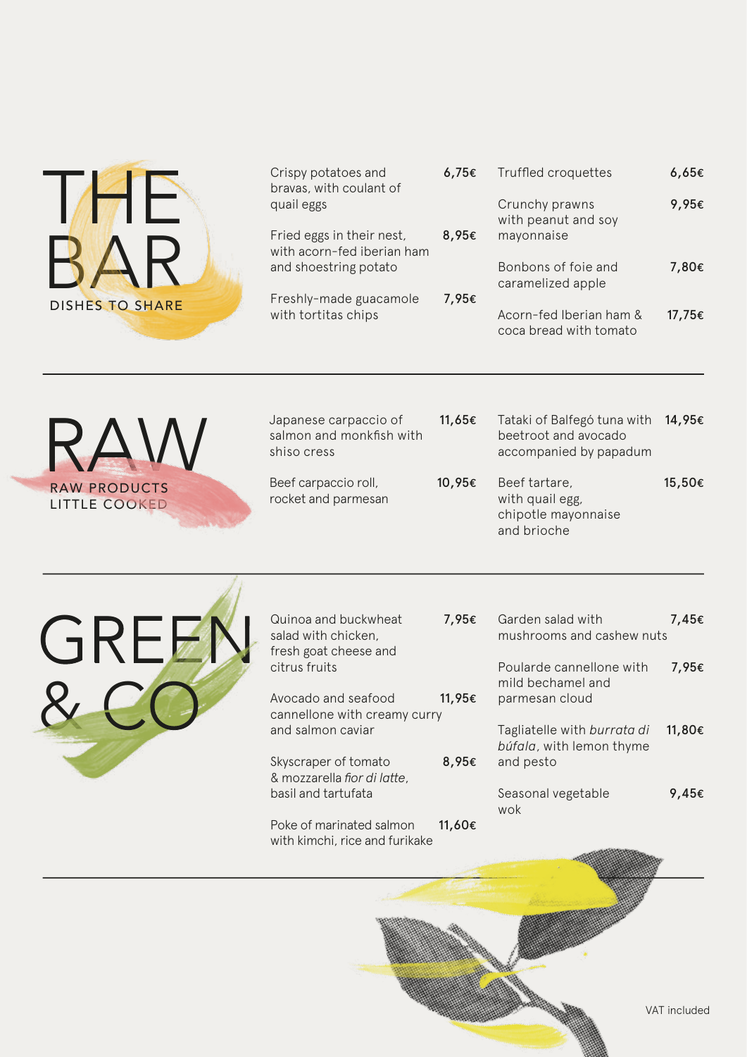# THE BAR

## DISHES TO SHARE

| Dish | Price |
| --- | --- |
| Crispy potatoes and bravas, with coulant of quail eggs | 6,75€ |
| Fried eggs in their nest, with acorn-fed iberian ham and shoestring potato | 8,95€ |
| Freshly-made guacamole with tortitas chips | 7,95€ |
| Truffled croquettes | 6,65€ |
| Crunchy prawns with peanut and soy mayonnaise | 9,95€ |
| Bonbons of foie and caramelized apple | 7,80€ |
| Acorn-fed Iberian ham & coca bread with tomato | 17,75€ |

# RAW

## RAW PRODUCTS LITTLE COOKED

| Dish | Price |
| --- | --- |
| Japanese carpaccio of salmon and monkfish with shiso cress | 11,65€ |
| Beef carpaccio roll, rocket and parmesan | 10,95€ |
| Tataki of Balfegó tuna with beetroot and avocado accompanied by papadum | 14,95€ |
| Beef tartare, with quail egg, chipotle mayonnaise and brioche | 15,50€ |

# GREEN & CO

| Dish | Price |
| --- | --- |
| Quinoa and buckwheat salad with chicken, fresh goat cheese and citrus fruits | 7,95€ |
| Avocado and seafood cannellone with creamy curry and salmon caviar | 11,95€ |
| Skyscraper of tomato & mozzarella *fior di latte*, basil and tartufata | 8,95€ |
| Poke of marinated salmon with kimchi, rice and furikake | 11,60€ |
| Garden salad with mushrooms and cashew nuts | 7,45€ |
| Poularde cannellone with mild bechamel and parmesan cloud | 7,95€ |
| Tagliatelle with *burrata di búfala*, with lemon thyme and pesto | 11,80€ |
| Seasonal vegetable wok | 9,45€ |

VAT included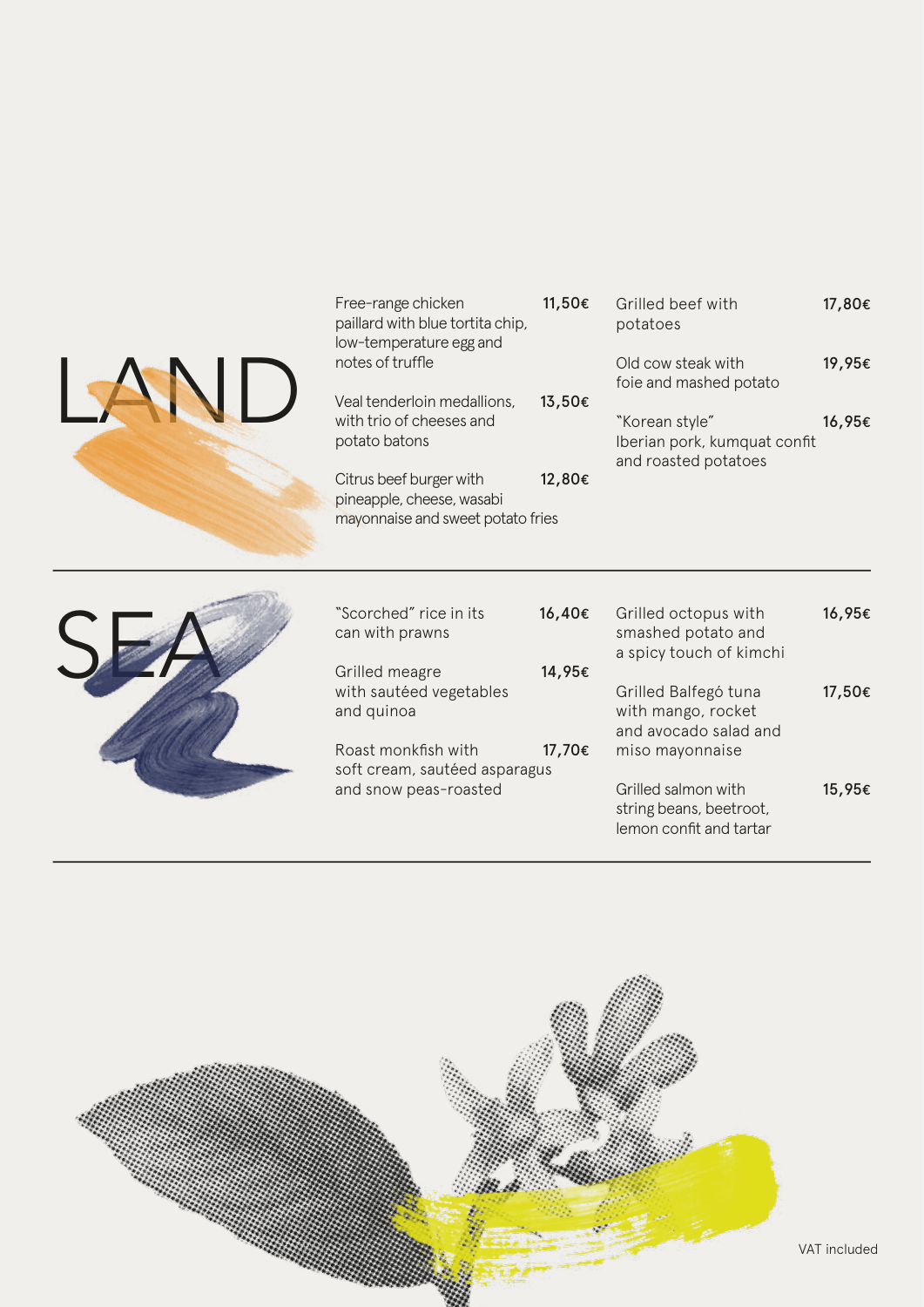# LAND

Free-range chicken paillard with blue tortita chip, low-temperature egg and notes of truffle 11,50€

Veal tenderloin medallions, with trio of cheeses and potato batons 13,50€

Citrus beef burger with pineapple, cheese, wasabi mayonnaise and sweet potato fries 12,80€

Grilled beef with potatoes 17,80€

Old cow steak with foie and mashed potato 19,95€

"Korean style" Iberian pork, kumquat confit and roasted potatoes 16,95€

# SEA

"Scorched" rice in its can with prawns 16,40€

Grilled meagre with sautéed vegetables and quinoa 14,95€

Roast monkfish with soft cream, sautéed asparagus and snow peas-roasted 17,70€

Grilled octopus with smashed potato and a spicy touch of kimchi 16,95€

Grilled Balfegó tuna with mango, rocket and avocado salad and miso mayonnaise 17,50€

Grilled salmon with string beans, beetroot, lemon confit and tartar 15,95€

VAT included